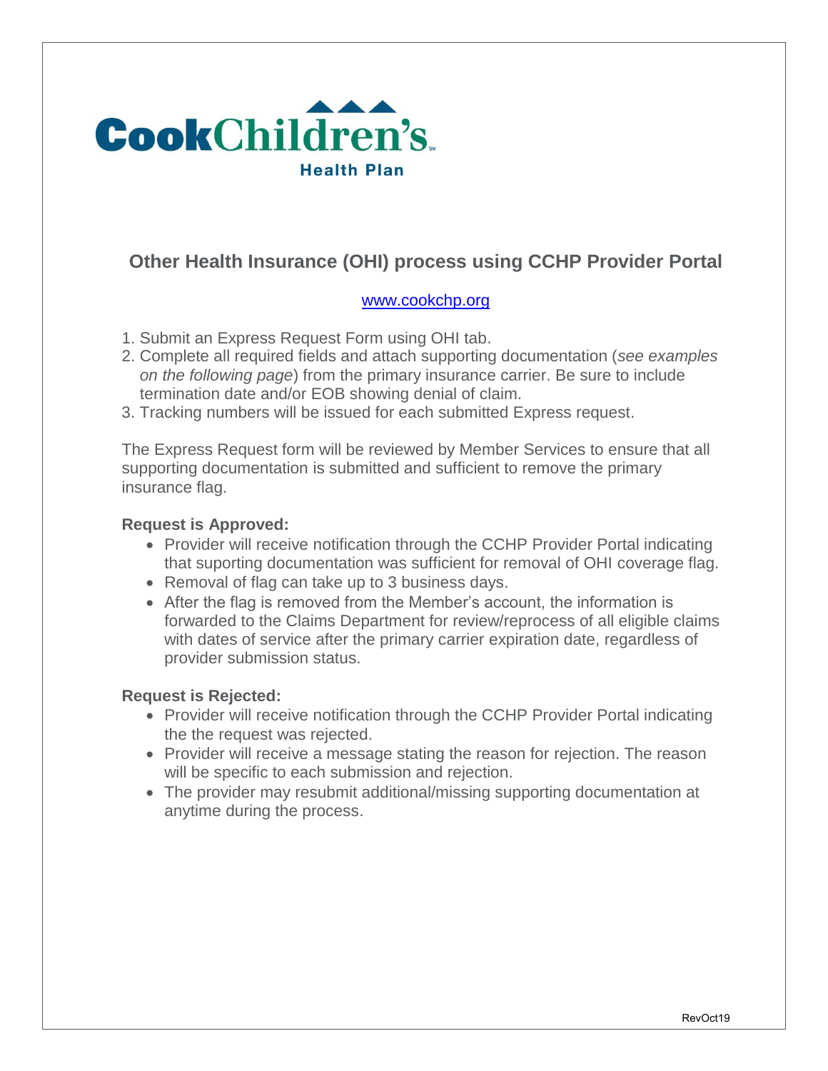Cook Children's Health Plan

## Other Health Insurance (OHI) process using CCHP Provider Portal

www.cookchp.org

1. Submit an Express Request Form using OHI tab.
2. Complete all required fields and attach supporting documentation (*see examples on the following page*) from the primary insurance carrier. Be sure to include termination date and/or EOB showing denial of claim.
3. Tracking numbers will be issued for each submitted Express request.

The Express Request form will be reviewed by Member Services to ensure that all supporting documentation is submitted and sufficient to remove the primary insurance flag.

**Request is Approved:**

- Provider will receive notification through the CCHP Provider Portal indicating that suporting documentation was sufficient for removal of OHI coverage flag.
- Removal of flag can take up to 3 business days.
- After the flag is removed from the Member's account, the information is forwarded to the Claims Department for review/reprocess of all eligible claims with dates of service after the primary carrier expiration date, regardless of provider submission status.

**Request is Rejected:**

- Provider will receive notification through the CCHP Provider Portal indicating the the request was rejected.
- Provider will receive a message stating the reason for rejection. The reason will be specific to each submission and rejection.
- The provider may resubmit additional/missing supporting documentation at anytime during the process.

RevOct19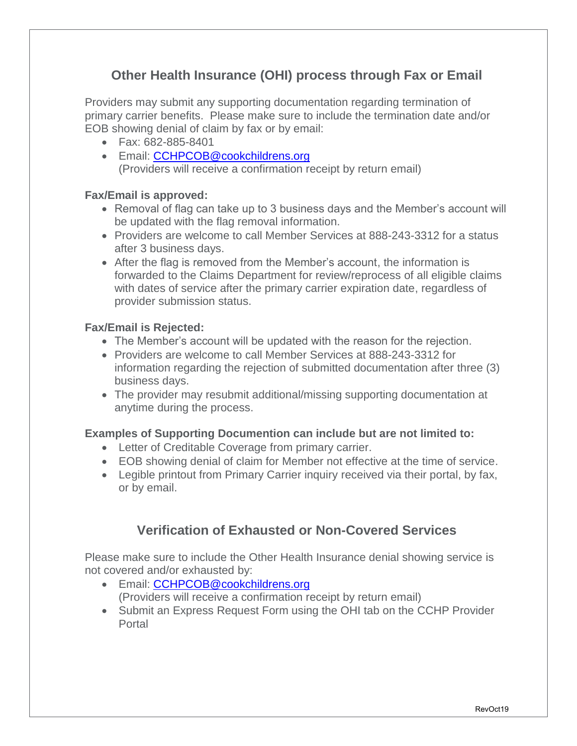## Other Health Insurance (OHI) process through Fax or Email

Providers may submit any supporting documentation regarding termination of primary carrier benefits. Please make sure to include the termination date and/or EOB showing denial of claim by fax or by email:

- Fax: 682-885-8401
- Email: CCHPCOB@cookchildrens.org
  (Providers will receive a confirmation receipt by return email)

**Fax/Email is approved:**

- Removal of flag can take up to 3 business days and the Member's account will be updated with the flag removal information.
- Providers are welcome to call Member Services at 888-243-3312 for a status after 3 business days.
- After the flag is removed from the Member's account, the information is forwarded to the Claims Department for review/reprocess of all eligible claims with dates of service after the primary carrier expiration date, regardless of provider submission status.

**Fax/Email is Rejected:**

- The Member's account will be updated with the reason for the rejection.
- Providers are welcome to call Member Services at 888-243-3312 for information regarding the rejection of submitted documentation after three (3) business days.
- The provider may resubmit additional/missing supporting documentation at anytime during the process.

**Examples of Supporting Documention can include but are not limited to:**

- Letter of Creditable Coverage from primary carrier.
- EOB showing denial of claim for Member not effective at the time of service.
- Legible printout from Primary Carrier inquiry received via their portal, by fax, or by email.

## Verification of Exhausted or Non-Covered Services

Please make sure to include the Other Health Insurance denial showing service is not covered and/or exhausted by:

- Email: CCHPCOB@cookchildrens.org
  (Providers will receive a confirmation receipt by return email)
- Submit an Express Request Form using the OHI tab on the CCHP Provider Portal

RevOct19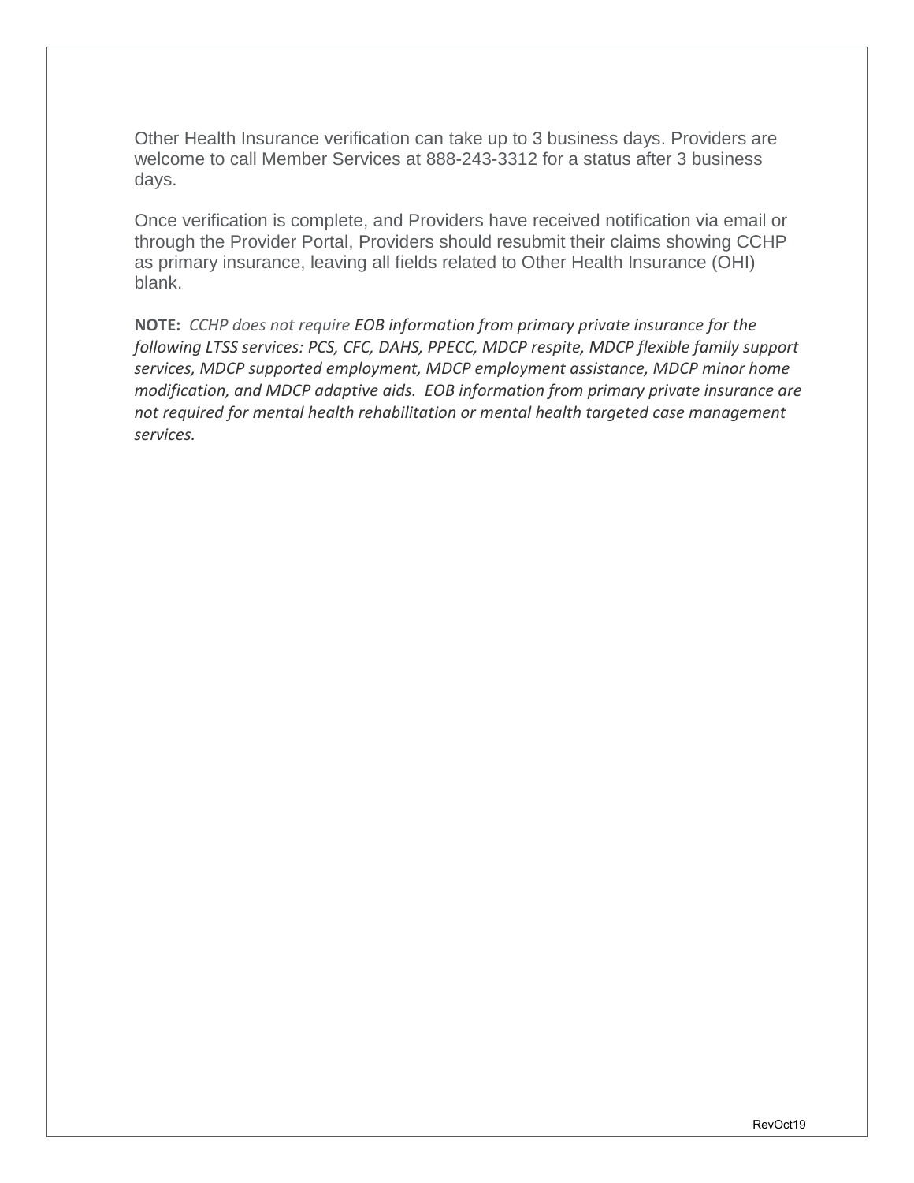Other Health Insurance verification can take up to 3 business days. Providers are welcome to call Member Services at 888-243-3312 for a status after 3 business days.

Once verification is complete, and Providers have received notification via email or through the Provider Portal, Providers should resubmit their claims showing CCHP as primary insurance, leaving all fields related to Other Health Insurance (OHI) blank.

**NOTE:** *CCHP does not require EOB information from primary private insurance for the following LTSS services: PCS, CFC, DAHS, PPECC, MDCP respite, MDCP flexible family support services, MDCP supported employment, MDCP employment assistance, MDCP minor home modification, and MDCP adaptive aids. EOB information from primary private insurance are not required for mental health rehabilitation or mental health targeted case management services.*

RevOct19